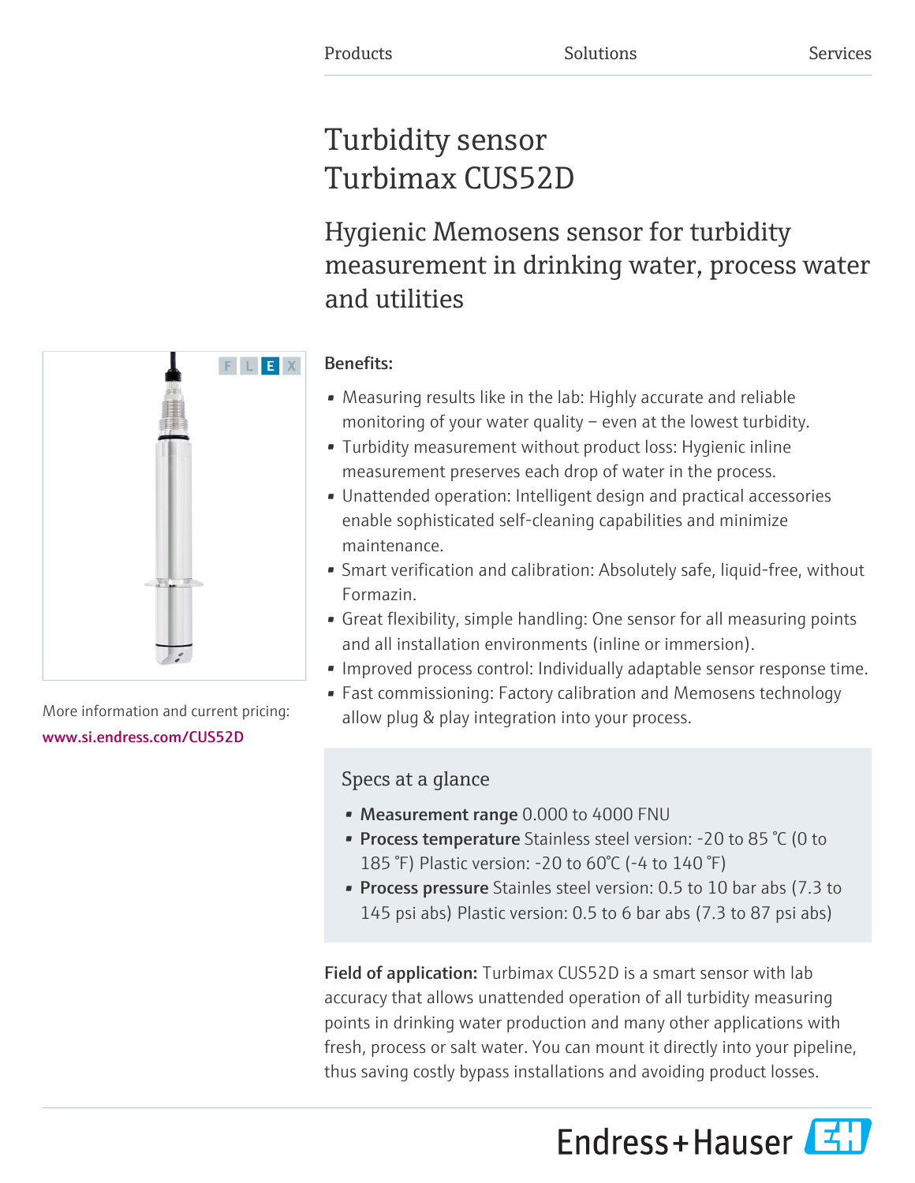Products Solutions Services

# Turbidity sensor
# Turbimax CUS52D

## Hygienic Memosens sensor for turbidity measurement in drinking water, process water and utilities

F L E X

More information and current pricing:
www.si.endress.com/CUS52D

**Benefits:**

- Measuring results like in the lab: Highly accurate and reliable monitoring of your water quality – even at the lowest turbidity.
- Turbidity measurement without product loss: Hygienic inline measurement preserves each drop of water in the process.
- Unattended operation: Intelligent design and practical accessories enable sophisticated self-cleaning capabilities and minimize maintenance.
- Smart verification and calibration: Absolutely safe, liquid-free, without Formazin.
- Great flexibility, simple handling: One sensor for all measuring points and all installation environments (inline or immersion).
- Improved process control: Individually adaptable sensor response time.
- Fast commissioning: Factory calibration and Memosens technology allow plug & play integration into your process.

### Specs at a glance

- **Measurement range** 0.000 to 4000 FNU
- **Process temperature** Stainless steel version: -20 to 85 °C (0 to 185 °F) Plastic version: -20 to 60°C (-4 to 140 °F)
- **Process pressure** Stainles steel version: 0.5 to 10 bar abs (7.3 to 145 psi abs) Plastic version: 0.5 to 6 bar abs (7.3 to 87 psi abs)

**Field of application:** Turbimax CUS52D is a smart sensor with lab accuracy that allows unattended operation of all turbidity measuring points in drinking water production and many other applications with fresh, process or salt water. You can mount it directly into your pipeline, thus saving costly bypass installations and avoiding product losses.

Endress+Hauser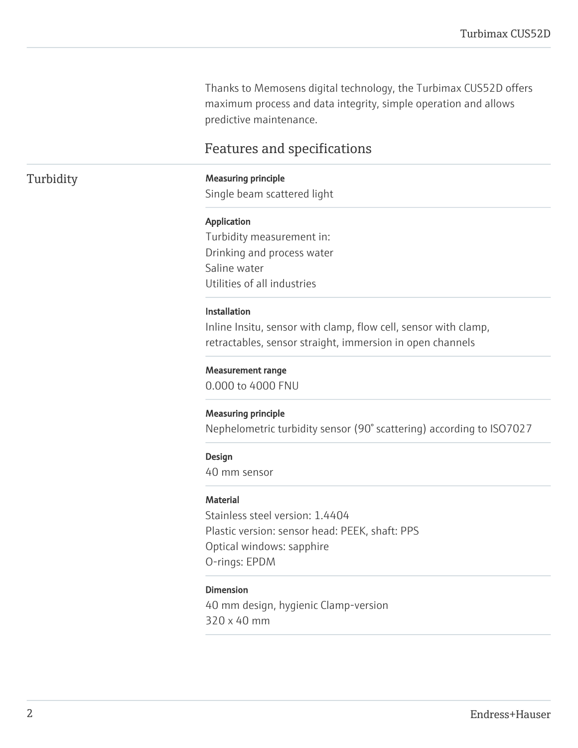Thanks to Memosens digital technology, the Turbimax CUS52D offers maximum process and data integrity, simple operation and allows predictive maintenance.

## Features and specifications

### Turbidity

**Measuring principle**
Single beam scattered light

**Application**
Turbidity measurement in:
Drinking and process water
Saline water
Utilities of all industries

**Installation**
Inline Insitu, sensor with clamp, flow cell, sensor with clamp, retractables, sensor straight, immersion in open channels

**Measurement range**
0.000 to 4000 FNU

**Measuring principle**
Nephelometric turbidity sensor (90° scattering) according to ISO7027

**Design**
40 mm sensor

**Material**
Stainless steel version: 1.4404
Plastic version: sensor head: PEEK, shaft: PPS
Optical windows: sapphire
O-rings: EPDM

**Dimension**
40 mm design, hygienic Clamp-version
320 x 40 mm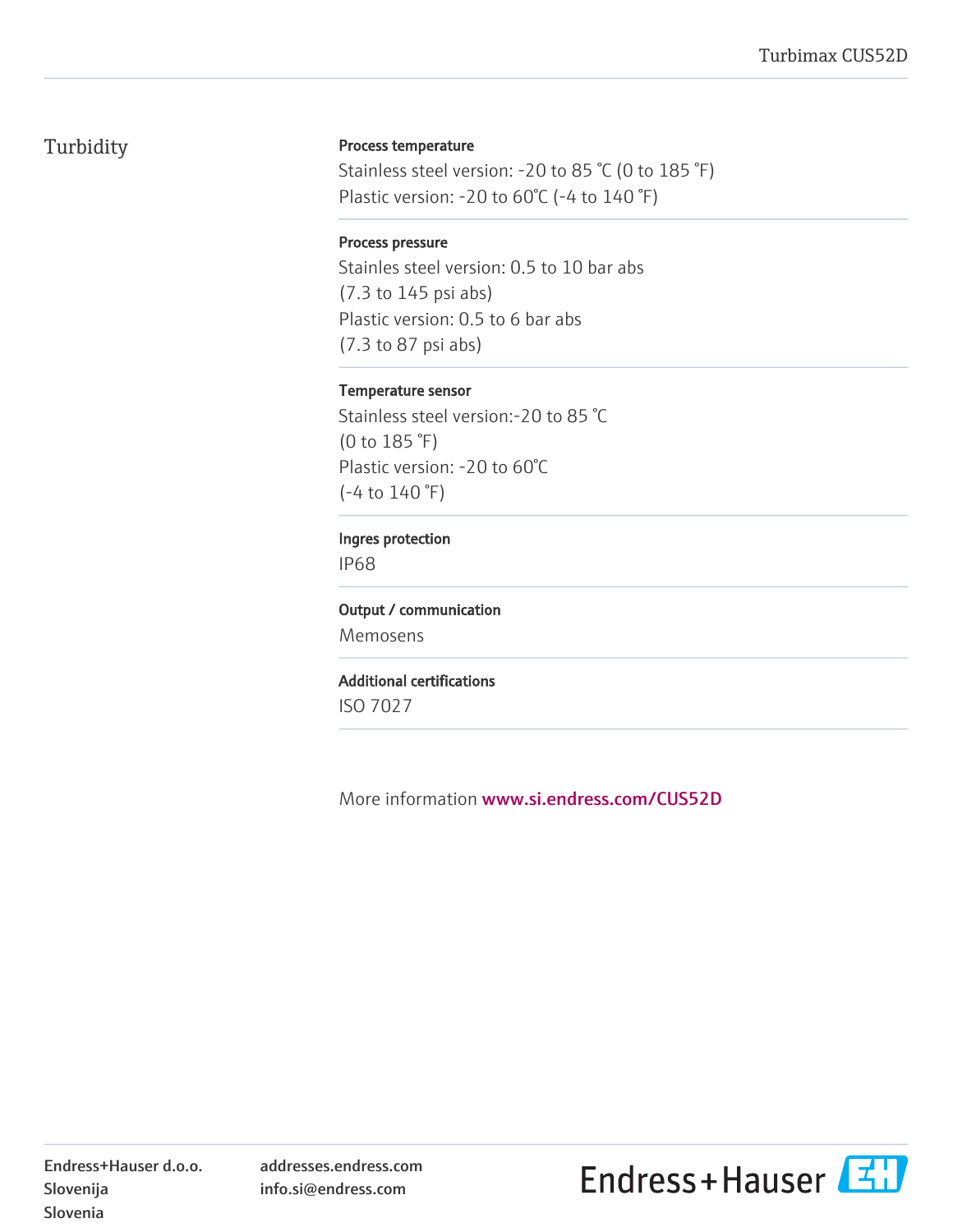## Turbidity

**Process temperature**

Stainless steel version: -20 to 85 °C (0 to 185 °F)
Plastic version: -20 to 60°C (-4 to 140 °F)

**Process pressure**

Stainles steel version: 0.5 to 10 bar abs
(7.3 to 145 psi abs)
Plastic version: 0.5 to 6 bar abs
(7.3 to 87 psi abs)

**Temperature sensor**

Stainless steel version:-20 to 85 °C
(0 to 185 °F)
Plastic version: -20 to 60°C
(-4 to 140 °F)

**Ingres protection**

IP68

**Output / communication**

Memosens

**Additional certifications**

ISO 7027

More information **www.si.endress.com/CUS52D**

Endress+Hauser d.o.o.
Slovenija
Slovenia

addresses.endress.com
info.si@endress.com